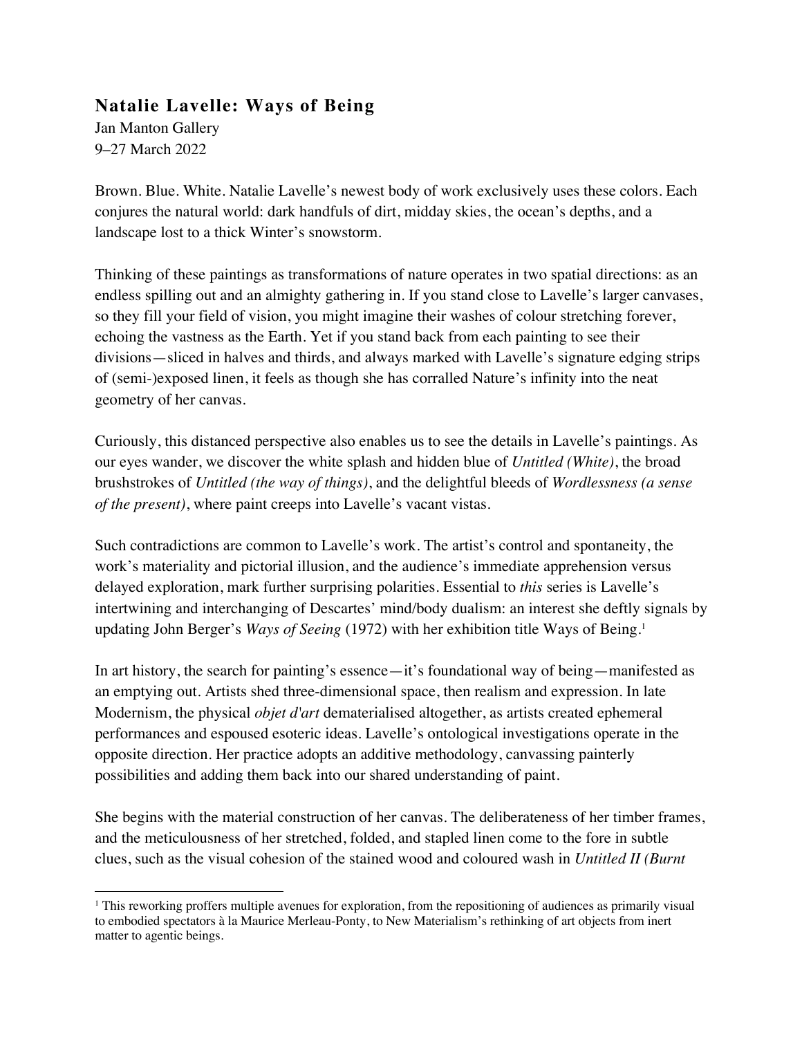## **Natalie Lavelle: Ways of Being**

Jan Manton Gallery
9–27 March 2022

Brown. Blue. White. Natalie Lavelle's newest body of work exclusively uses these colors. Each conjures the natural world: dark handfuls of dirt, midday skies, the ocean's depths, and a landscape lost to a thick Winter's snowstorm.

Thinking of these paintings as transformations of nature operates in two spatial directions: as an endless spilling out and an almighty gathering in. If you stand close to Lavelle's larger canvases, so they fill your field of vision, you might imagine their washes of colour stretching forever, echoing the vastness as the Earth. Yet if you stand back from each painting to see their divisions—sliced in halves and thirds, and always marked with Lavelle's signature edging strips of (semi-)exposed linen, it feels as though she has corralled Nature's infinity into the neat geometry of her canvas.

Curiously, this distanced perspective also enables us to see the details in Lavelle's paintings. As our eyes wander, we discover the white splash and hidden blue of *Untitled (White)*, the broad brushstrokes of *Untitled (the way of things)*, and the delightful bleeds of *Wordlessness (a sense of the present)*, where paint creeps into Lavelle's vacant vistas.

Such contradictions are common to Lavelle's work. The artist's control and spontaneity, the work's materiality and pictorial illusion, and the audience's immediate apprehension versus delayed exploration, mark further surprising polarities. Essential to *this* series is Lavelle's intertwining and interchanging of Descartes' mind/body dualism: an interest she deftly signals by updating John Berger's *Ways of Seeing* (1972) with her exhibition title Ways of Being.[1]

In art history, the search for painting's essence—it's foundational way of being—manifested as an emptying out. Artists shed three-dimensional space, then realism and expression. In late Modernism, the physical *objet d'art* dematerialised altogether, as artists created ephemeral performances and espoused esoteric ideas. Lavelle's ontological investigations operate in the opposite direction. Her practice adopts an additive methodology, canvassing painterly possibilities and adding them back into our shared understanding of paint.

She begins with the material construction of her canvas. The deliberateness of her timber frames, and the meticulousness of her stretched, folded, and stapled linen come to the fore in subtle clues, such as the visual cohesion of the stained wood and coloured wash in *Untitled II (Burnt*

[1] This reworking proffers multiple avenues for exploration, from the repositioning of audiences as primarily visual to embodied spectators à la Maurice Merleau-Ponty, to New Materialism's rethinking of art objects from inert matter to agentic beings.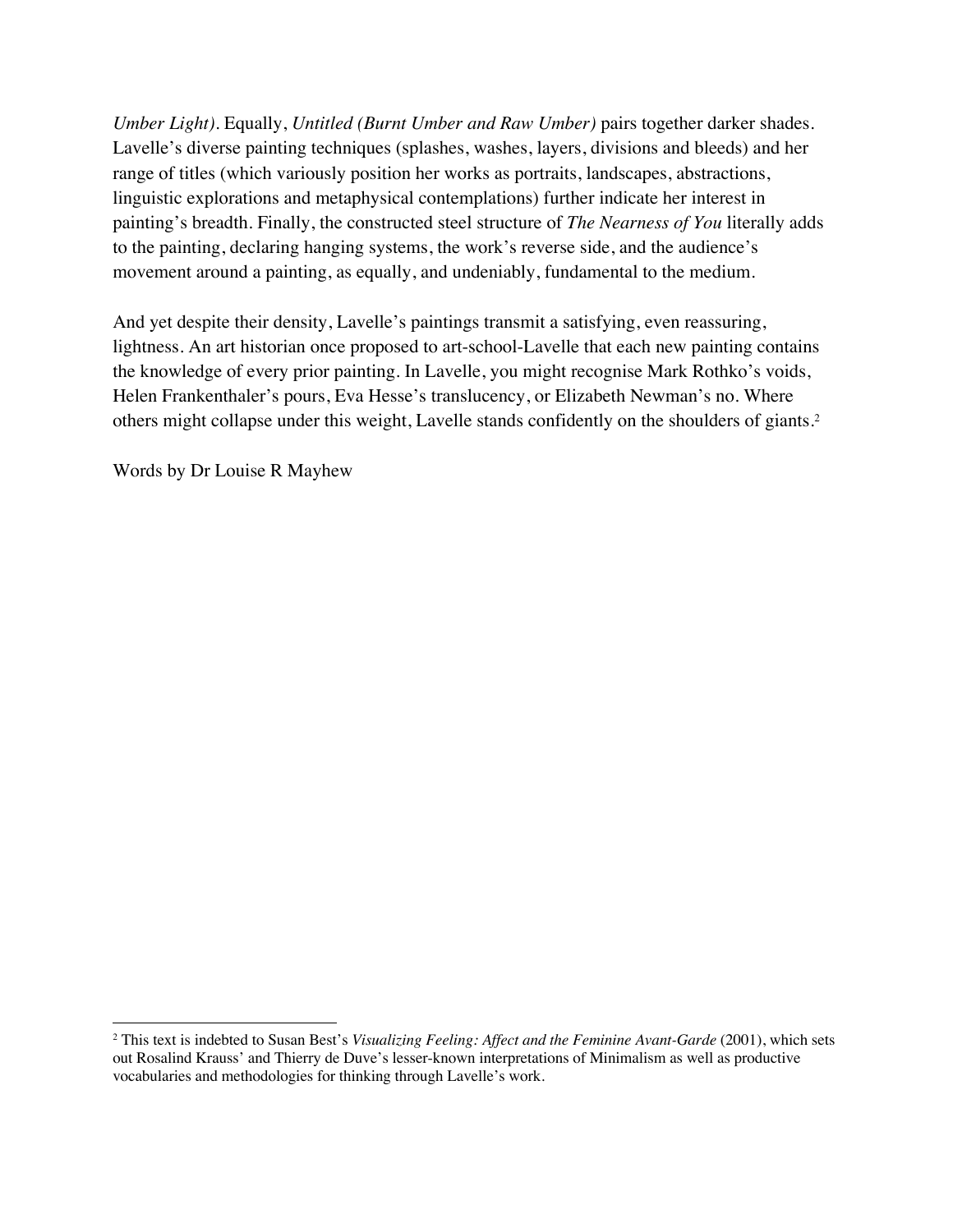*Umber Light)*. Equally, *Untitled (Burnt Umber and Raw Umber)* pairs together darker shades. Lavelle's diverse painting techniques (splashes, washes, layers, divisions and bleeds) and her range of titles (which variously position her works as portraits, landscapes, abstractions, linguistic explorations and metaphysical contemplations) further indicate her interest in painting's breadth. Finally, the constructed steel structure of *The Nearness of You* literally adds to the painting, declaring hanging systems, the work's reverse side, and the audience's movement around a painting, as equally, and undeniably, fundamental to the medium.

And yet despite their density, Lavelle's paintings transmit a satisfying, even reassuring, lightness. An art historian once proposed to art-school-Lavelle that each new painting contains the knowledge of every prior painting. In Lavelle, you might recognise Mark Rothko's voids, Helen Frankenthaler's pours, Eva Hesse's translucency, or Elizabeth Newman's no. Where others might collapse under this weight, Lavelle stands confidently on the shoulders of giants.[2]

Words by Dr Louise R Mayhew

---

[2] This text is indebted to Susan Best's *Visualizing Feeling: Affect and the Feminine Avant-Garde* (2001), which sets out Rosalind Krauss' and Thierry de Duve's lesser-known interpretations of Minimalism as well as productive vocabularies and methodologies for thinking through Lavelle's work.